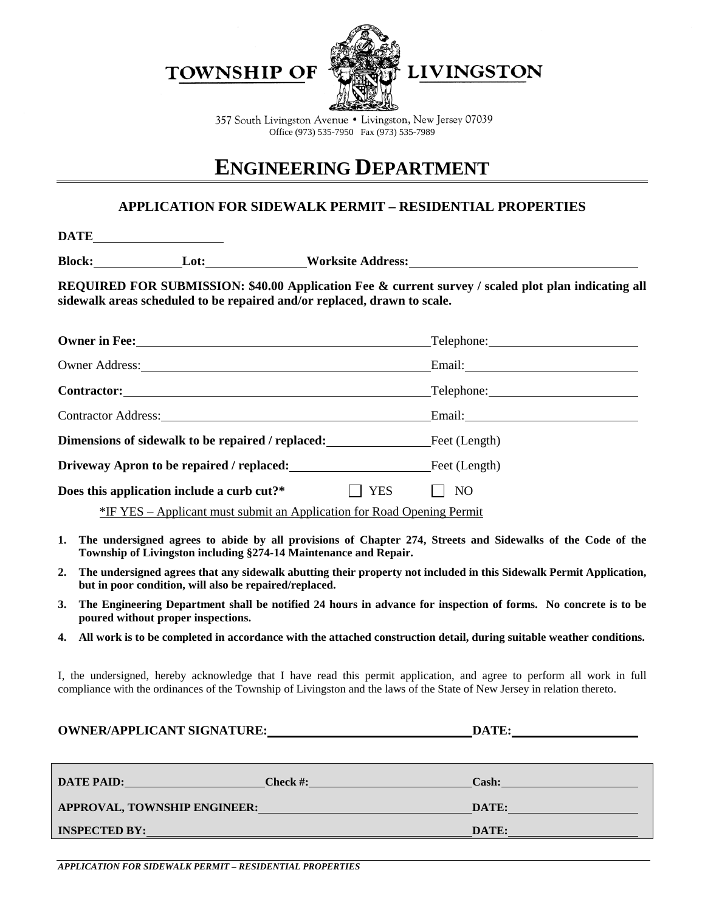**TOWNSHIP OF LIVINGSTON**

357 South Livingston Avenue • Livingston, New Jersey 07039
Office (973) 535-7950 Fax (973) 535-7989

# ENGINEERING DEPARTMENT

## APPLICATION FOR SIDEWALK PERMIT – RESIDENTIAL PROPERTIES

**DATE** \_\_\_\_\_\_\_\_\_\_\_\_\_\_\_\_\_\_\_\_

**Block:** \_\_\_\_\_\_\_\_\_\_\_\_ **Lot:** \_\_\_\_\_\_\_\_\_\_\_\_\_\_ **Worksite Address:** \_\_\_\_\_\_\_\_\_\_\_\_\_\_\_\_\_\_\_\_\_\_\_\_\_\_\_\_\_\_\_\_\_\_

**REQUIRED FOR SUBMISSION: $40.00 Application Fee & current survey / scaled plot plan indicating all sidewalk areas scheduled to be repaired and/or replaced, drawn to scale.**

**Owner in Fee:** \_\_\_\_\_\_\_\_\_\_\_\_\_\_\_\_\_\_\_\_\_\_\_\_\_\_\_\_\_\_\_\_\_\_\_\_\_\_\_\_\_\_ Telephone: \_\_\_\_\_\_\_\_\_\_\_\_\_\_\_\_\_\_\_\_\_\_

Owner Address: \_\_\_\_\_\_\_\_\_\_\_\_\_\_\_\_\_\_\_\_\_\_\_\_\_\_\_\_\_\_\_\_\_\_\_\_\_\_\_\_\_\_ Email: \_\_\_\_\_\_\_\_\_\_\_\_\_\_\_\_\_\_\_\_\_\_\_\_\_\_

**Contractor:** \_\_\_\_\_\_\_\_\_\_\_\_\_\_\_\_\_\_\_\_\_\_\_\_\_\_\_\_\_\_\_\_\_\_\_\_\_\_\_\_\_\_\_\_ Telephone: \_\_\_\_\_\_\_\_\_\_\_\_\_\_\_\_\_\_\_\_\_\_

Contractor Address: \_\_\_\_\_\_\_\_\_\_\_\_\_\_\_\_\_\_\_\_\_\_\_\_\_\_\_\_\_\_\_\_\_\_\_\_\_\_ Email: \_\_\_\_\_\_\_\_\_\_\_\_\_\_\_\_\_\_\_\_\_\_\_\_\_\_

**Dimensions of sidewalk to be repaired / replaced:** \_\_\_\_\_\_\_\_\_\_\_\_\_\_\_\_ Feet (Length)

**Driveway Apron to be repaired / replaced:** \_\_\_\_\_\_\_\_\_\_\_\_\_\_\_\_\_\_\_\_\_\_ Feet (Length)

**Does this application include a curb cut?*** ☐ YES ☐ NO

*IF YES – Applicant must submit an Application for Road Opening Permit

1. **The undersigned agrees to abide by all provisions of Chapter 274, Streets and Sidewalks of the Code of the Township of Livingston including §274-14 Maintenance and Repair.**
2. **The undersigned agrees that any sidewalk abutting their property not included in this Sidewalk Permit Application, but in poor condition, will also be repaired/replaced.**
3. **The Engineering Department shall be notified 24 hours in advance for inspection of forms. No concrete is to be poured without proper inspections.**
4. **All work is to be completed in accordance with the attached construction detail, during suitable weather conditions.**

I, the undersigned, hereby acknowledge that I have read this permit application, and agree to perform all work in full compliance with the ordinances of the Township of Livingston and the laws of the State of New Jersey in relation thereto.

**OWNER/APPLICANT SIGNATURE:** \_\_\_\_\_\_\_\_\_\_\_\_\_\_\_\_\_\_\_\_\_\_\_\_\_\_\_\_\_\_\_\_ **DATE:** \_\_\_\_\_\_\_\_\_\_\_\_\_\_\_\_\_\_\_\_

**DATE PAID:** \_\_\_\_\_\_\_\_\_\_\_\_\_\_\_\_\_\_\_\_\_\_\_ **Check #:** \_\_\_\_\_\_\_\_\_\_\_\_\_\_\_\_\_\_\_\_\_\_\_\_\_\_\_ **Cash:** \_\_\_\_\_\_\_\_\_\_\_\_\_\_\_\_\_\_\_\_\_\_\_

**APPROVAL, TOWNSHIP ENGINEER:** \_\_\_\_\_\_\_\_\_\_\_\_\_\_\_\_\_\_\_\_\_\_\_\_\_\_\_\_\_\_\_\_\_\_ **DATE:** \_\_\_\_\_\_\_\_\_\_\_\_\_\_\_\_\_\_\_\_\_

**INSPECTED BY:** \_\_\_\_\_\_\_\_\_\_\_\_\_\_\_\_\_\_\_\_\_\_\_\_\_\_\_\_\_\_\_\_\_\_\_\_\_\_\_\_\_\_\_\_\_\_\_\_\_\_\_\_\_\_ **DATE:** \_\_\_\_\_\_\_\_\_\_\_\_\_\_\_\_\_\_\_\_\_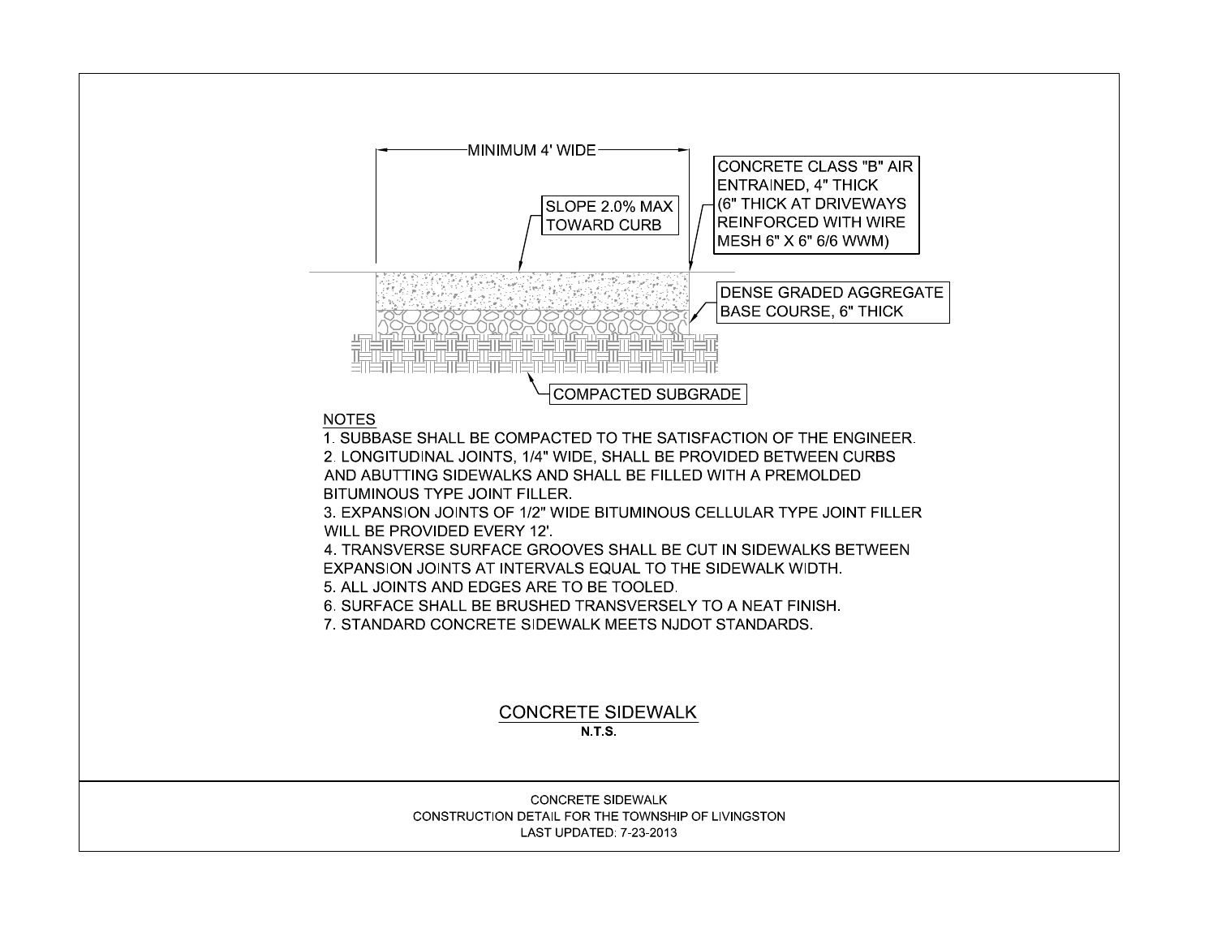MINIMUM 4' WIDE

SLOPE 2.0% MAX TOWARD CURB

CONCRETE CLASS "B" AIR ENTRAINED, 4" THICK (6" THICK AT DRIVEWAYS REINFORCED WITH WIRE MESH 6" X 6" 6/6 WWM)

DENSE GRADED AGGREGATE BASE COURSE, 6" THICK

COMPACTED SUBGRADE

NOTES

1. SUBBASE SHALL BE COMPACTED TO THE SATISFACTION OF THE ENGINEER.
2. LONGITUDINAL JOINTS, 1/4" WIDE, SHALL BE PROVIDED BETWEEN CURBS AND ABUTTING SIDEWALKS AND SHALL BE FILLED WITH A PREMOLDED BITUMINOUS TYPE JOINT FILLER.
3. EXPANSION JOINTS OF 1/2" WIDE BITUMINOUS CELLULAR TYPE JOINT FILLER WILL BE PROVIDED EVERY 12'.
4. TRANSVERSE SURFACE GROOVES SHALL BE CUT IN SIDEWALKS BETWEEN EXPANSION JOINTS AT INTERVALS EQUAL TO THE SIDEWALK WIDTH.
5. ALL JOINTS AND EDGES ARE TO BE TOOLED.
6. SURFACE SHALL BE BRUSHED TRANSVERSELY TO A NEAT FINISH.
7. STANDARD CONCRETE SIDEWALK MEETS NJDOT STANDARDS.

## CONCRETE SIDEWALK

**N.T.S.**

CONCRETE SIDEWALK
CONSTRUCTION DETAIL FOR THE TOWNSHIP OF LIVINGSTON
LAST UPDATED: 7-23-2013